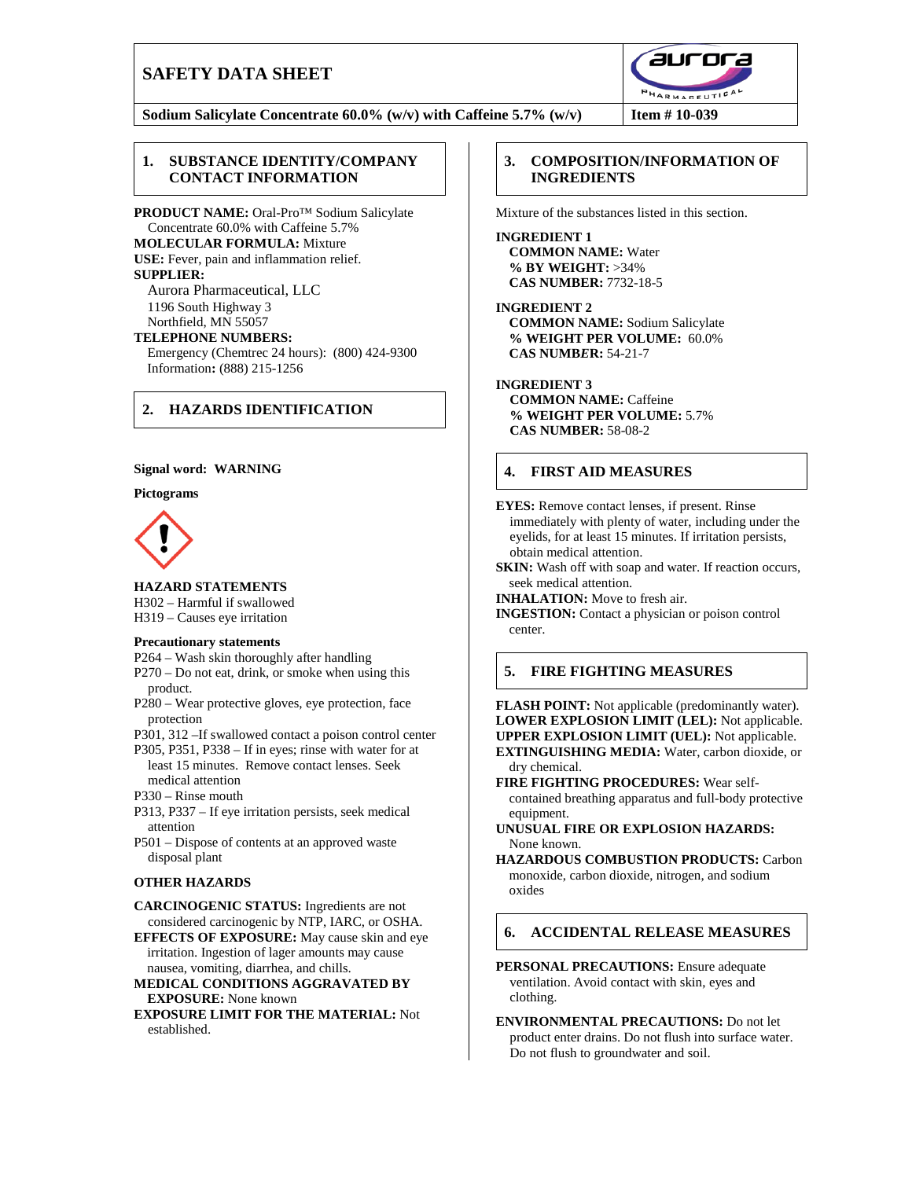# SAFETY DATA SHEET

**Sodium Salicylate Concentrate 60.0% (w/v) with Caffeine 5.7% (w/v)** | **Item # 10-039**

## 1. SUBSTANCE IDENTITY/COMPANY CONTACT INFORMATION

**PRODUCT NAME:** Oral-Pro™ Sodium Salicylate Concentrate 60.0% with Caffeine 5.7%
**MOLECULAR FORMULA:** Mixture
**USE:** Fever, pain and inflammation relief.
**SUPPLIER:**
Aurora Pharmaceutical, LLC
1196 South Highway 3
Northfield, MN 55057
**TELEPHONE NUMBERS:**
Emergency (Chemtrec 24 hours): (800) 424-9300
Information**:** (888) 215-1256

## 2. HAZARDS IDENTIFICATION

**Signal word: WARNING**

**Pictograms**

**HAZARD STATEMENTS**
H302 – Harmful if swallowed
H319 – Causes eye irritation

**Precautionary statements**
P264 – Wash skin thoroughly after handling
P270 – Do not eat, drink, or smoke when using this product.
P280 – Wear protective gloves, eye protection, face protection
P301, 312 –If swallowed contact a poison control center
P305, P351, P338 – If in eyes; rinse with water for at least 15 minutes. Remove contact lenses. Seek medical attention
P330 – Rinse mouth
P313, P337 – If eye irritation persists, seek medical attention
P501 – Dispose of contents at an approved waste disposal plant

**OTHER HAZARDS**

**CARCINOGENIC STATUS:** Ingredients are not considered carcinogenic by NTP, IARC, or OSHA.
**EFFECTS OF EXPOSURE:** May cause skin and eye irritation. Ingestion of lager amounts may cause nausea, vomiting, diarrhea, and chills.
**MEDICAL CONDITIONS AGGRAVATED BY EXPOSURE:** None known
**EXPOSURE LIMIT FOR THE MATERIAL:** Not established.

## 3. COMPOSITION/INFORMATION OF INGREDIENTS

Mixture of the substances listed in this section.

**INGREDIENT 1**
**COMMON NAME:** Water
**% BY WEIGHT:** >34%
**CAS NUMBER:** 7732-18-5

**INGREDIENT 2**
**COMMON NAME:** Sodium Salicylate
**% WEIGHT PER VOLUME:** 60.0%
**CAS NUMBER:** 54-21-7

**INGREDIENT 3**
**COMMON NAME:** Caffeine
**% WEIGHT PER VOLUME:** 5.7%
**CAS NUMBER:** 58-08-2

## 4. FIRST AID MEASURES

**EYES:** Remove contact lenses, if present. Rinse immediately with plenty of water, including under the eyelids, for at least 15 minutes. If irritation persists, obtain medical attention.
**SKIN:** Wash off with soap and water. If reaction occurs, seek medical attention.
**INHALATION:** Move to fresh air.
**INGESTION:** Contact a physician or poison control center.

## 5. FIRE FIGHTING MEASURES

**FLASH POINT:** Not applicable (predominantly water).
**LOWER EXPLOSION LIMIT (LEL):** Not applicable.
**UPPER EXPLOSION LIMIT (UEL):** Not applicable.
**EXTINGUISHING MEDIA:** Water, carbon dioxide, or dry chemical.
**FIRE FIGHTING PROCEDURES:** Wear self-contained breathing apparatus and full-body protective equipment.
**UNUSUAL FIRE OR EXPLOSION HAZARDS:** None known.
**HAZARDOUS COMBUSTION PRODUCTS:** Carbon monoxide, carbon dioxide, nitrogen, and sodium oxides

## 6. ACCIDENTAL RELEASE MEASURES

**PERSONAL PRECAUTIONS:** Ensure adequate ventilation. Avoid contact with skin, eyes and clothing.

**ENVIRONMENTAL PRECAUTIONS:** Do not let product enter drains. Do not flush into surface water. Do not flush to groundwater and soil.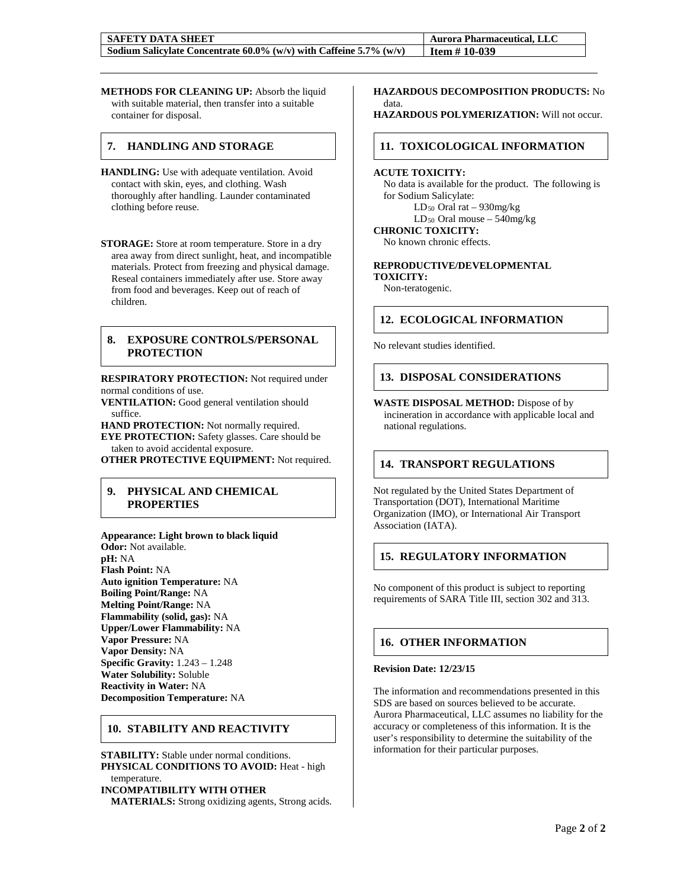**METHODS FOR CLEANING UP:** Absorb the liquid with suitable material, then transfer into a suitable container for disposal.

## 7. HANDLING AND STORAGE

**HANDLING:** Use with adequate ventilation. Avoid contact with skin, eyes, and clothing. Wash thoroughly after handling. Launder contaminated clothing before reuse.

**STORAGE:** Store at room temperature. Store in a dry area away from direct sunlight, heat, and incompatible materials. Protect from freezing and physical damage. Reseal containers immediately after use. Store away from food and beverages. Keep out of reach of children.

## 8. EXPOSURE CONTROLS/PERSONAL PROTECTION

**RESPIRATORY PROTECTION:** Not required under normal conditions of use.
**VENTILATION:** Good general ventilation should suffice.
**HAND PROTECTION:** Not normally required.
**EYE PROTECTION:** Safety glasses. Care should be taken to avoid accidental exposure.
**OTHER PROTECTIVE EQUIPMENT:** Not required.

## 9. PHYSICAL AND CHEMICAL PROPERTIES

**Appearance: Light brown to black liquid**
**Odor:** Not available.
**pH:** NA
**Flash Point:** NA
**Auto ignition Temperature:** NA
**Boiling Point/Range:** NA
**Melting Point/Range:** NA
**Flammability (solid, gas):** NA
**Upper/Lower Flammability:** NA
**Vapor Pressure:** NA
**Vapor Density:** NA
**Specific Gravity:** 1.243 – 1.248
**Water Solubility:** Soluble
**Reactivity in Water:** NA
**Decomposition Temperature:** NA

## 10. STABILITY AND REACTIVITY

**STABILITY:** Stable under normal conditions.
**PHYSICAL CONDITIONS TO AVOID:** Heat - high temperature.
**INCOMPATIBILITY WITH OTHER MATERIALS:** Strong oxidizing agents, Strong acids.
**HAZARDOUS DECOMPOSITION PRODUCTS:** No data.
**HAZARDOUS POLYMERIZATION:** Will not occur.

## 11. TOXICOLOGICAL INFORMATION

**ACUTE TOXICITY:**
No data is available for the product. The following is for Sodium Salicylate:
$LD_{50}$ Oral rat – 930mg/kg
$LD_{50}$ Oral mouse – 540mg/kg

**CHRONIC TOXICITY:**
No known chronic effects.

**REPRODUCTIVE/DEVELOPMENTAL TOXICITY:**
Non-teratogenic.

## 12. ECOLOGICAL INFORMATION

No relevant studies identified.

## 13. DISPOSAL CONSIDERATIONS

**WASTE DISPOSAL METHOD:** Dispose of by incineration in accordance with applicable local and national regulations.

## 14. TRANSPORT REGULATIONS

Not regulated by the United States Department of Transportation (DOT), International Maritime Organization (IMO), or International Air Transport Association (IATA).

## 15. REGULATORY INFORMATION

No component of this product is subject to reporting requirements of SARA Title III, section 302 and 313.

## 16. OTHER INFORMATION

**Revision Date: 12/23/15**

The information and recommendations presented in this SDS are based on sources believed to be accurate. Aurora Pharmaceutical, LLC assumes no liability for the accuracy or completeness of this information. It is the user's responsibility to determine the suitability of the information for their particular purposes.